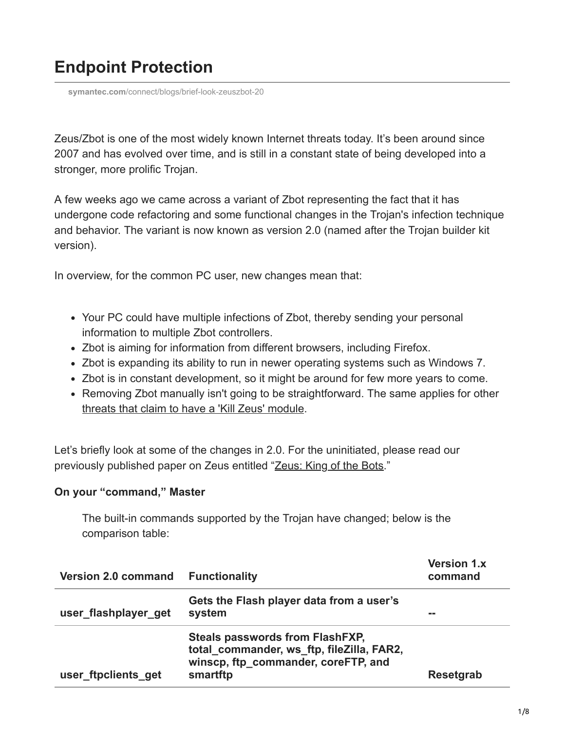# Endpoint Protection

symantec.com/connect/blogs/brief-look-zeuszbot-20

Zeus/Zbot is one of the most widely known Internet threats today. It's been around since 2007 and has evolved over time, and is still in a constant state of being developed into a stronger, more prolific Trojan.

A few weeks ago we came across a variant of Zbot representing the fact that it has undergone code refactoring and some functional changes in the Trojan's infection technique and behavior. The variant is now known as version 2.0 (named after the Trojan builder kit version).

In overview, for the common PC user, new changes mean that:

- Your PC could have multiple infections of Zbot, thereby sending your personal information to multiple Zbot controllers.
- Zbot is aiming for information from different browsers, including Firefox.
- Zbot is expanding its ability to run in newer operating systems such as Windows 7.
- Zbot is in constant development, so it might be around for few more years to come.
- Removing Zbot manually isn't going to be straightforward. The same applies for other threats that claim to have a 'Kill Zeus' module.

Let's briefly look at some of the changes in 2.0. For the uninitiated, please read our previously published paper on Zeus entitled "Zeus: King of the Bots."

**On your "command," Master**

The built-in commands supported by the Trojan have changed; below is the comparison table:

| Version 2.0 command | Functionality | Version 1.x command |
|---|---|---|
| **user_flashplayer_get** | **Gets the Flash player data from a user's system** | **--** |
| **user_ftpclients_get** | **Steals passwords from FlashFXP, total_commander, ws_ftp, fileZilla, FAR2, winscp, ftp_commander, coreFTP, and smartftp** | **Resetgrab** |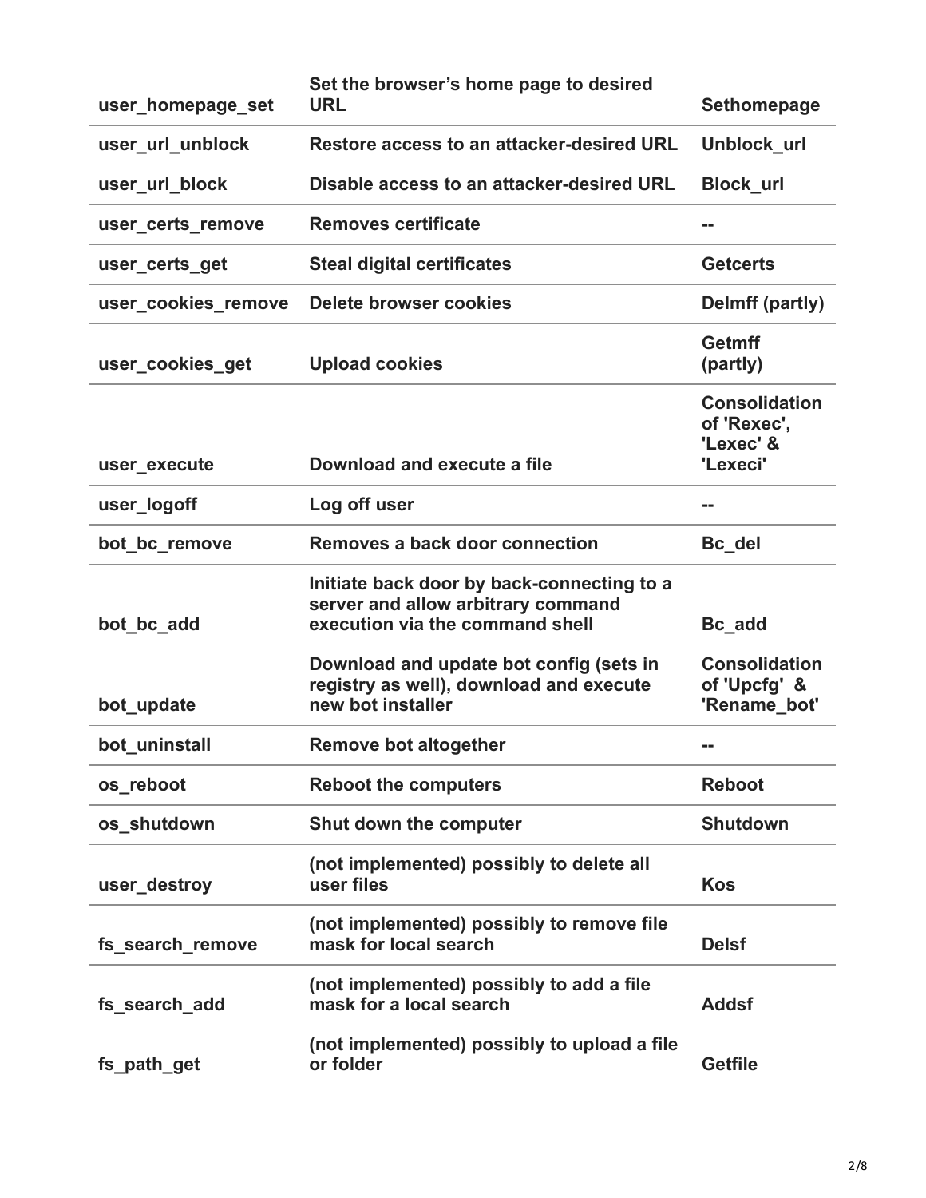| | | |
|---|---|---|
| user_homepage_set | Set the browser's home page to desired URL | Sethomepage |
| user_url_unblock | Restore access to an attacker-desired URL | Unblock_url |
| user_url_block | Disable access to an attacker-desired URL | Block_url |
| user_certs_remove | Removes certificate | -- |
| user_certs_get | Steal digital certificates | Getcerts |
| user_cookies_remove | Delete browser cookies | Delmff (partly) |
| user_cookies_get | Upload cookies | Getmff (partly) |
| user_execute | Download and execute a file | Consolidation of 'Rexec', 'Lexec' & 'Lexeci' |
| user_logoff | Log off user | -- |
| bot_bc_remove | Removes a back door connection | Bc_del |
| bot_bc_add | Initiate back door by back-connecting to a server and allow arbitrary command execution via the command shell | Bc_add |
| bot_update | Download and update bot config (sets in registry as well), download and execute new bot installer | Consolidation of 'Upcfg' & 'Rename_bot' |
| bot_uninstall | Remove bot altogether | -- |
| os_reboot | Reboot the computers | Reboot |
| os_shutdown | Shut down the computer | Shutdown |
| user_destroy | (not implemented) possibly to delete all user files | Kos |
| fs_search_remove | (not implemented) possibly to remove file mask for local search | Delsf |
| fs_search_add | (not implemented) possibly to add a file mask for a local search | Addsf |
| fs_path_get | (not implemented) possibly to upload a file or folder | Getfile |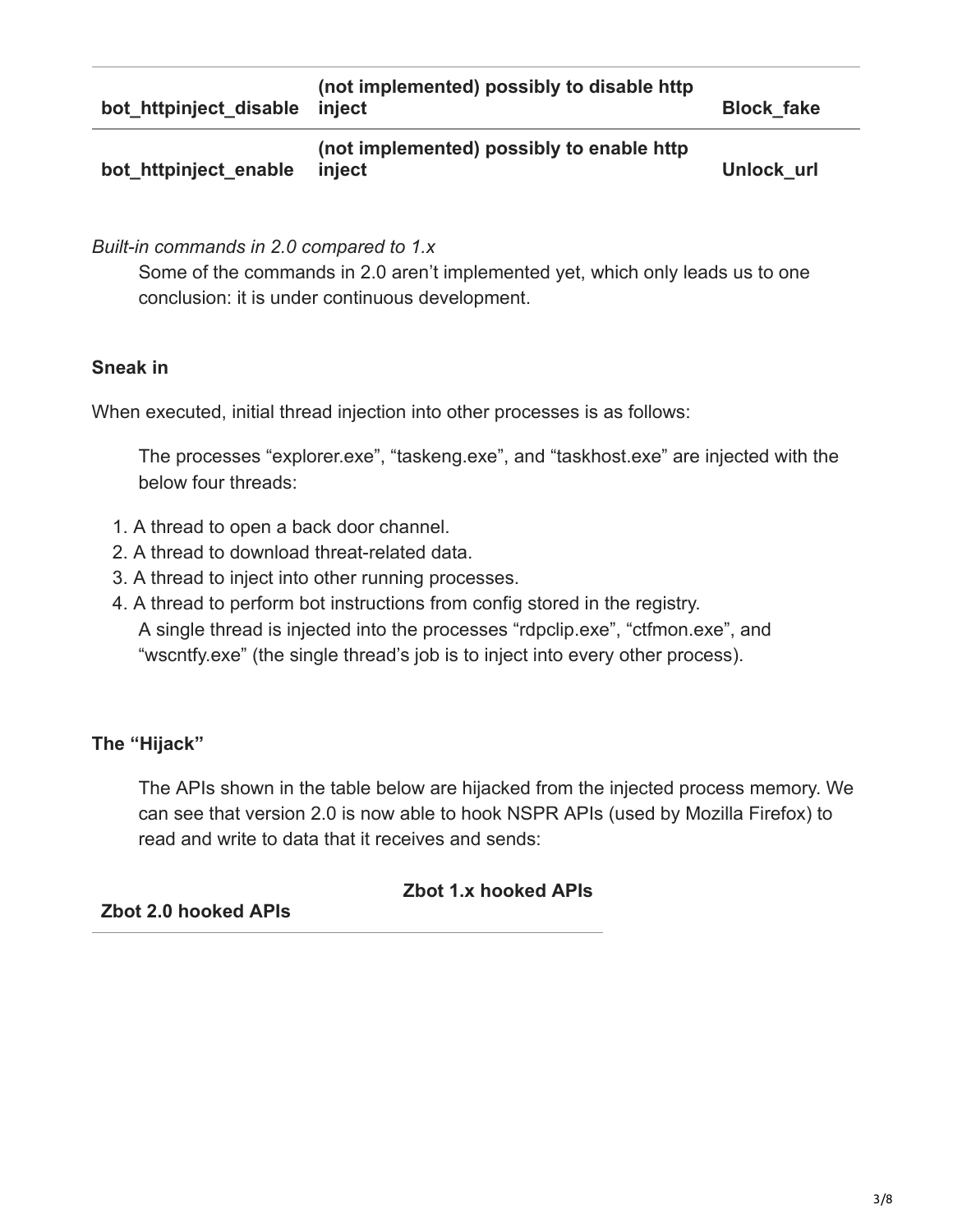| | | |
|---|---|---|
| bot_httpinject_disable | (not implemented) possibly to disable http inject | Block_fake |
| bot_httpinject_enable | (not implemented) possibly to enable http inject | Unlock_url |

*Built-in commands in 2.0 compared to 1.x*

Some of the commands in 2.0 aren't implemented yet, which only leads us to one conclusion: it is under continuous development.

**Sneak in**

When executed, initial thread injection into other processes is as follows:

The processes "explorer.exe", "taskeng.exe", and "taskhost.exe" are injected with the below four threads:

1. A thread to open a back door channel.
2. A thread to download threat-related data.
3. A thread to inject into other running processes.
4. A thread to perform bot instructions from config stored in the registry.

A single thread is injected into the processes "rdpclip.exe", "ctfmon.exe", and "wscntfy.exe" (the single thread's job is to inject into every other process).

**The "Hijack"**

The APIs shown in the table below are hijacked from the injected process memory. We can see that version 2.0 is now able to hook NSPR APIs (used by Mozilla Firefox) to read and write to data that it receives and sends:

| Zbot 2.0 hooked APIs | Zbot 1.x hooked APIs |
|---|---|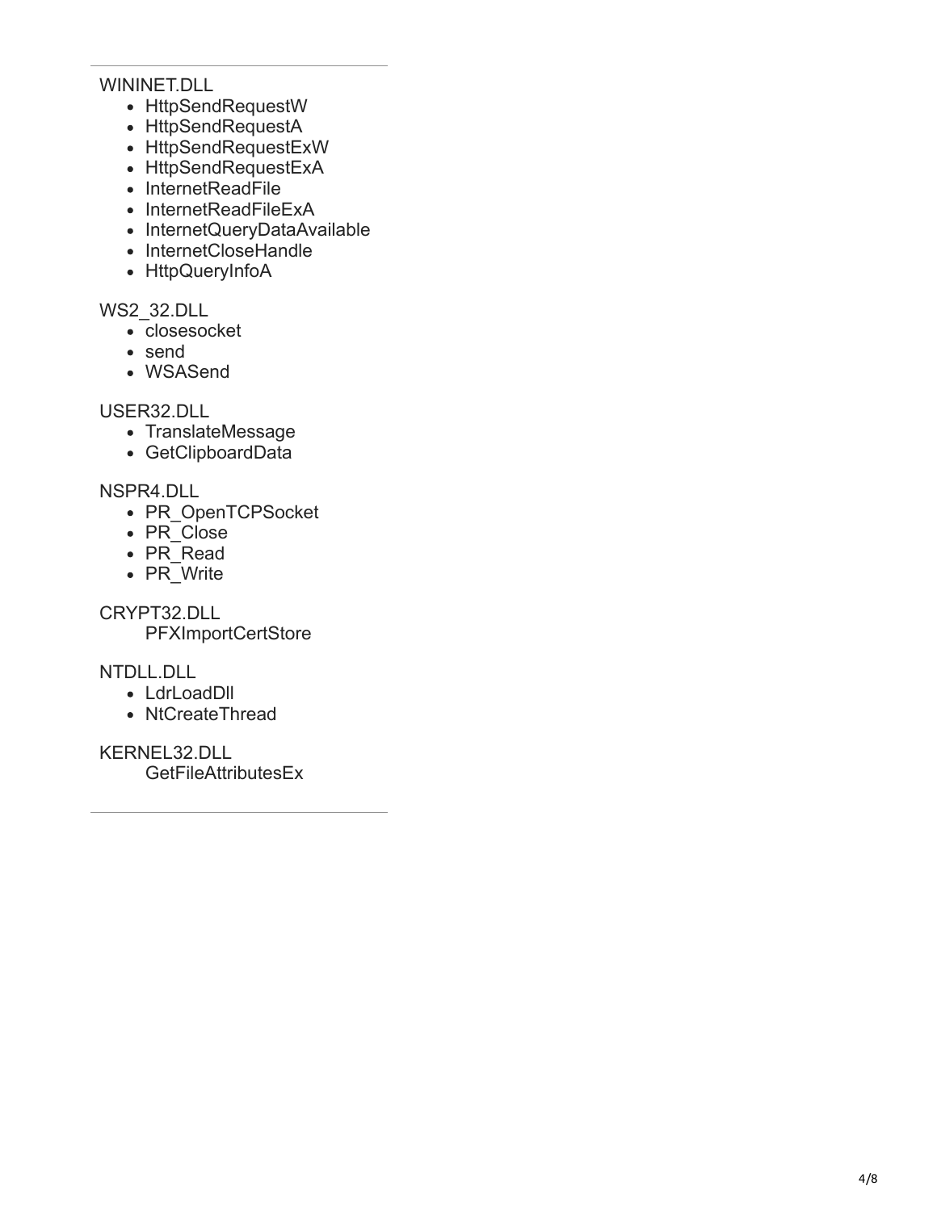---

WININET.DLL

- HttpSendRequestW
- HttpSendRequestA
- HttpSendRequestExW
- HttpSendRequestExA
- InternetReadFile
- InternetReadFileExA
- InternetQueryDataAvailable
- InternetCloseHandle
- HttpQueryInfoA

WS2_32.DLL

- closesocket
- send
- WSASend

USER32.DLL

- TranslateMessage
- GetClipboardData

NSPR4.DLL

- PR_OpenTCPSocket
- PR_Close
- PR_Read
- PR_Write

CRYPT32.DLL

PFXImportCertStore

NTDLL.DLL

- LdrLoadDll
- NtCreateThread

KERNEL32.DLL

GetFileAttributesEx

---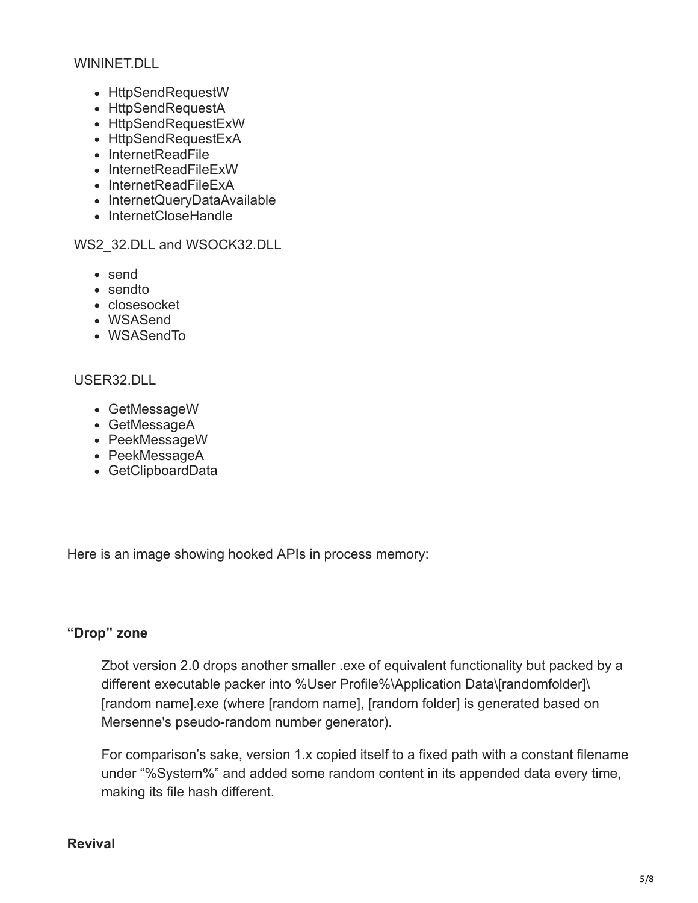WININET.DLL

- HttpSendRequestW
- HttpSendRequestA
- HttpSendRequestExW
- HttpSendRequestExA
- InternetReadFile
- InternetReadFileExW
- InternetReadFileExA
- InternetQueryDataAvailable
- InternetCloseHandle

WS2_32.DLL and WSOCK32.DLL

- send
- sendto
- closesocket
- WSASend
- WSASendTo

USER32.DLL

- GetMessageW
- GetMessageA
- PeekMessageW
- PeekMessageA
- GetClipboardData

Here is an image showing hooked APIs in process memory:

### “Drop” zone

> Zbot version 2.0 drops another smaller .exe of equivalent functionality but packed by a different executable packer into %User Profile%\Application Data\[randomfolder]\[random name].exe (where [random name], [random folder] is generated based on Mersenne's pseudo-random number generator).
>
> For comparison’s sake, version 1.x copied itself to a fixed path with a constant filename under “%System%” and added some random content in its appended data every time, making its file hash different.

### Revival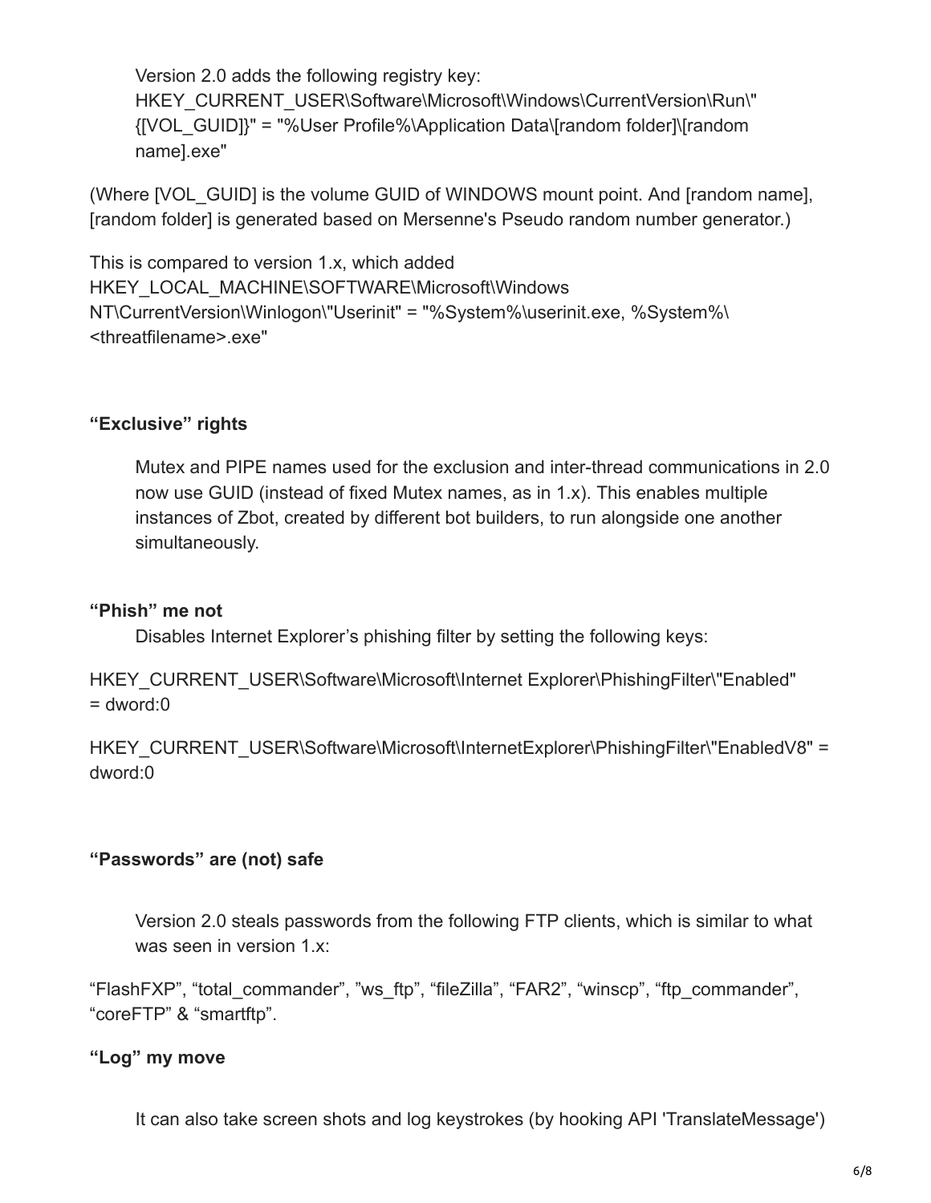Version 2.0 adds the following registry key:
HKEY_CURRENT_USER\Software\Microsoft\Windows\CurrentVersion\Run\"{[VOL_GUID]}" = "%User Profile%\Application Data\[random folder]\[random name].exe"

(Where [VOL_GUID] is the volume GUID of WINDOWS mount point. And [random name], [random folder] is generated based on Mersenne's Pseudo random number generator.)

This is compared to version 1.x, which added
HKEY_LOCAL_MACHINE\SOFTWARE\Microsoft\Windows NT\CurrentVersion\Winlogon\"Userinit" = "%System%\userinit.exe, %System%\<threatfilename>.exe"

**“Exclusive” rights**

Mutex and PIPE names used for the exclusion and inter-thread communications in 2.0 now use GUID (instead of fixed Mutex names, as in 1.x). This enables multiple instances of Zbot, created by different bot builders, to run alongside one another simultaneously.

**“Phish” me not**

Disables Internet Explorer’s phishing filter by setting the following keys:

HKEY_CURRENT_USER\Software\Microsoft\Internet Explorer\PhishingFilter\"Enabled" = dword:0

HKEY_CURRENT_USER\Software\Microsoft\InternetExplorer\PhishingFilter\"EnabledV8" = dword:0

**“Passwords” are (not) safe**

Version 2.0 steals passwords from the following FTP clients, which is similar to what was seen in version 1.x:

“FlashFXP”, “total_commander”, ”ws_ftp”, “fileZilla”, “FAR2”, “winscp”, “ftp_commander”, “coreFTP” & “smartftp”.

**“Log” my move**

It can also take screen shots and log keystrokes (by hooking API 'TranslateMessage')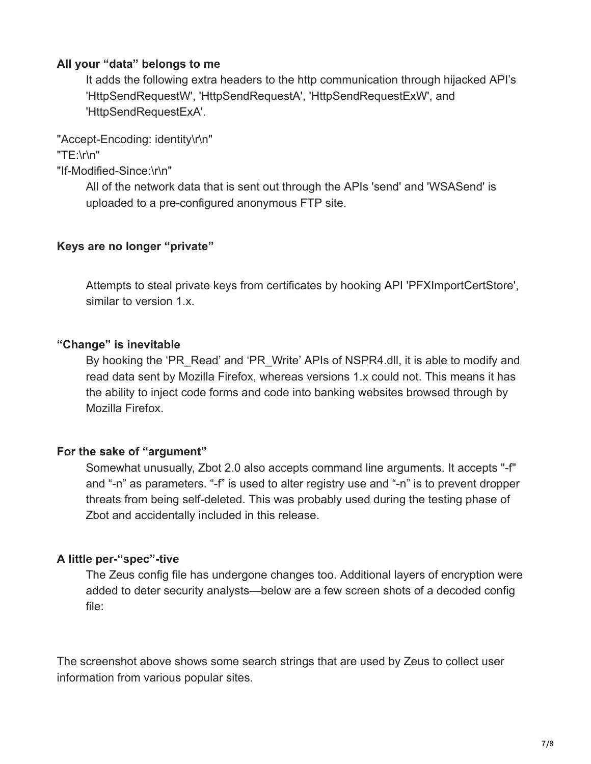**All your “data” belongs to me**

It adds the following extra headers to the http communication through hijacked API’s 'HttpSendRequestW', 'HttpSendRequestA', 'HttpSendRequestExW', and 'HttpSendRequestExA'.

"Accept-Encoding: identity\r\n"
"TE:\r\n"
"If-Modified-Since:\r\n"

All of the network data that is sent out through the APIs 'send' and 'WSASend' is uploaded to a pre-configured anonymous FTP site.

**Keys are no longer “private”**

Attempts to steal private keys from certificates by hooking API 'PFXImportCertStore', similar to version 1.x.

**“Change” is inevitable**

By hooking the ‘PR_Read’ and ‘PR_Write’ APIs of NSPR4.dll, it is able to modify and read data sent by Mozilla Firefox, whereas versions 1.x could not. This means it has the ability to inject code forms and code into banking websites browsed through by Mozilla Firefox.

**For the sake of “argument”**

Somewhat unusually, Zbot 2.0 also accepts command line arguments. It accepts "-f" and “-n” as parameters. “-f” is used to alter registry use and “-n” is to prevent dropper threats from being self-deleted. This was probably used during the testing phase of Zbot and accidentally included in this release.

**A little per-“spec”-tive**

The Zeus config file has undergone changes too. Additional layers of encryption were added to deter security analysts—below are a few screen shots of a decoded config file:

The screenshot above shows some search strings that are used by Zeus to collect user information from various popular sites.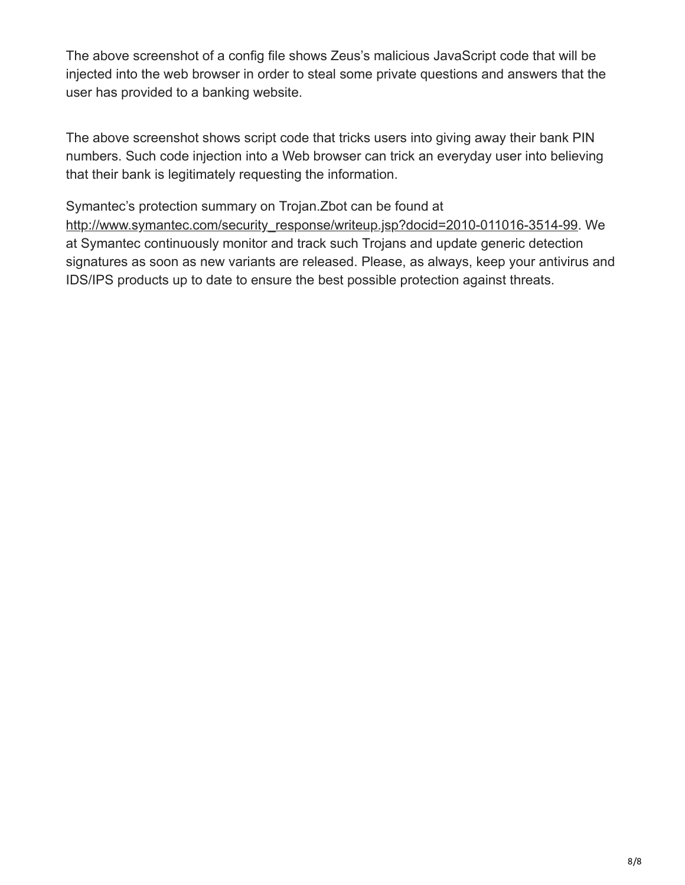The above screenshot of a config file shows Zeus's malicious JavaScript code that will be injected into the web browser in order to steal some private questions and answers that the user has provided to a banking website.

The above screenshot shows script code that tricks users into giving away their bank PIN numbers. Such code injection into a Web browser can trick an everyday user into believing that their bank is legitimately requesting the information.

Symantec's protection summary on Trojan.Zbot can be found at [http://www.symantec.com/security_response/writeup.jsp?docid=2010-011016-3514-99](http://www.symantec.com/security_response/writeup.jsp?docid=2010-011016-3514-99). We at Symantec continuously monitor and track such Trojans and update generic detection signatures as soon as new variants are released. Please, as always, keep your antivirus and IDS/IPS products up to date to ensure the best possible protection against threats.